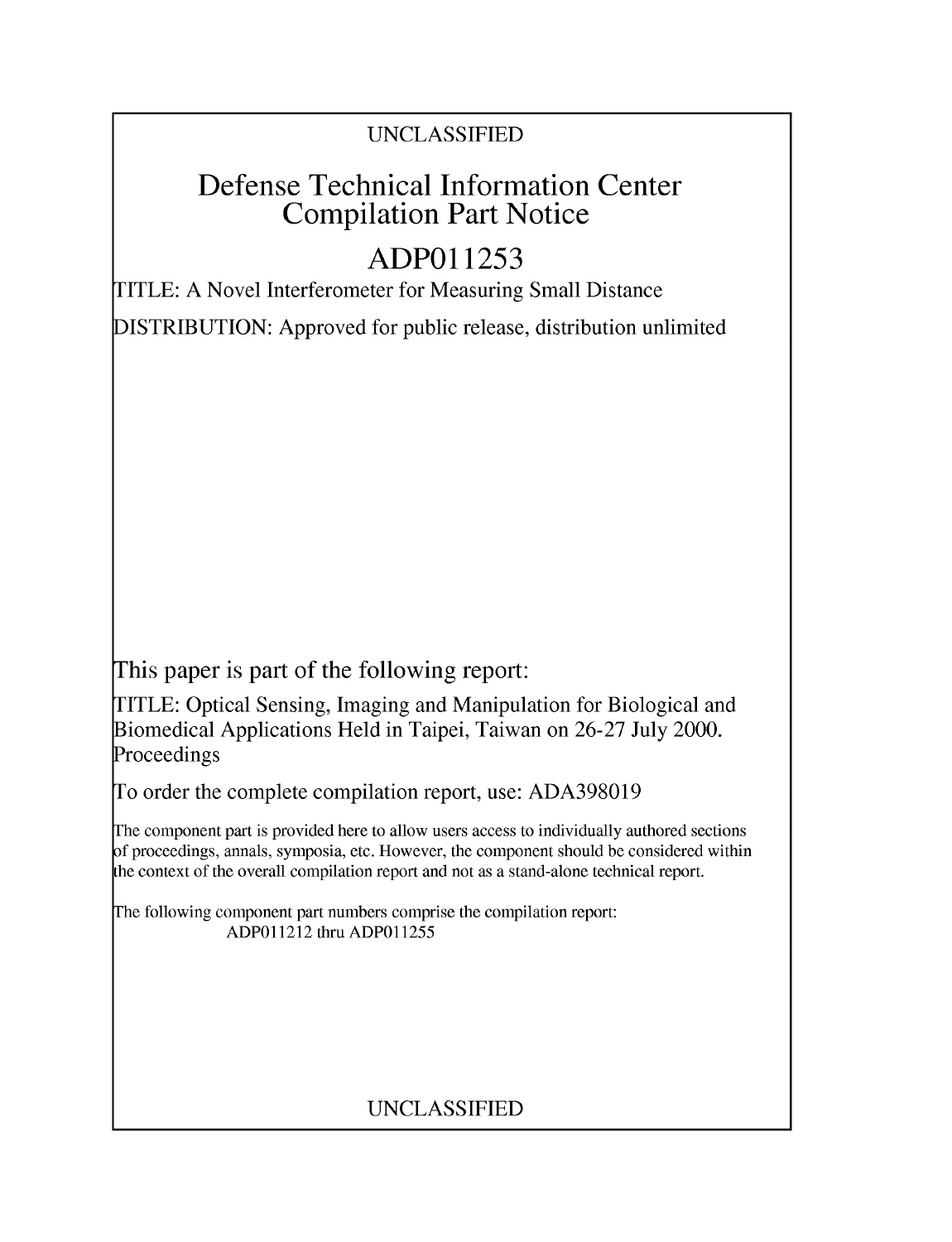UNCLASSIFIED

# Defense Technical Information Center Compilation Part Notice

## ADP011253

TITLE: A Novel Interferometer for Measuring Small Distance

DISTRIBUTION: Approved for public release, distribution unlimited

This paper is part of the following report:

TITLE: Optical Sensing, Imaging and Manipulation for Biological and Biomedical Applications Held in Taipei, Taiwan on 26-27 July 2000. Proceedings

To order the complete compilation report, use: ADA398019

The component part is provided here to allow users access to individually authored sections of proceedings, annals, symposia, etc. However, the component should be considered within the context of the overall compilation report and not as a stand-alone technical report.

The following component part numbers comprise the compilation report:
ADP011212 thru ADP011255

UNCLASSIFIED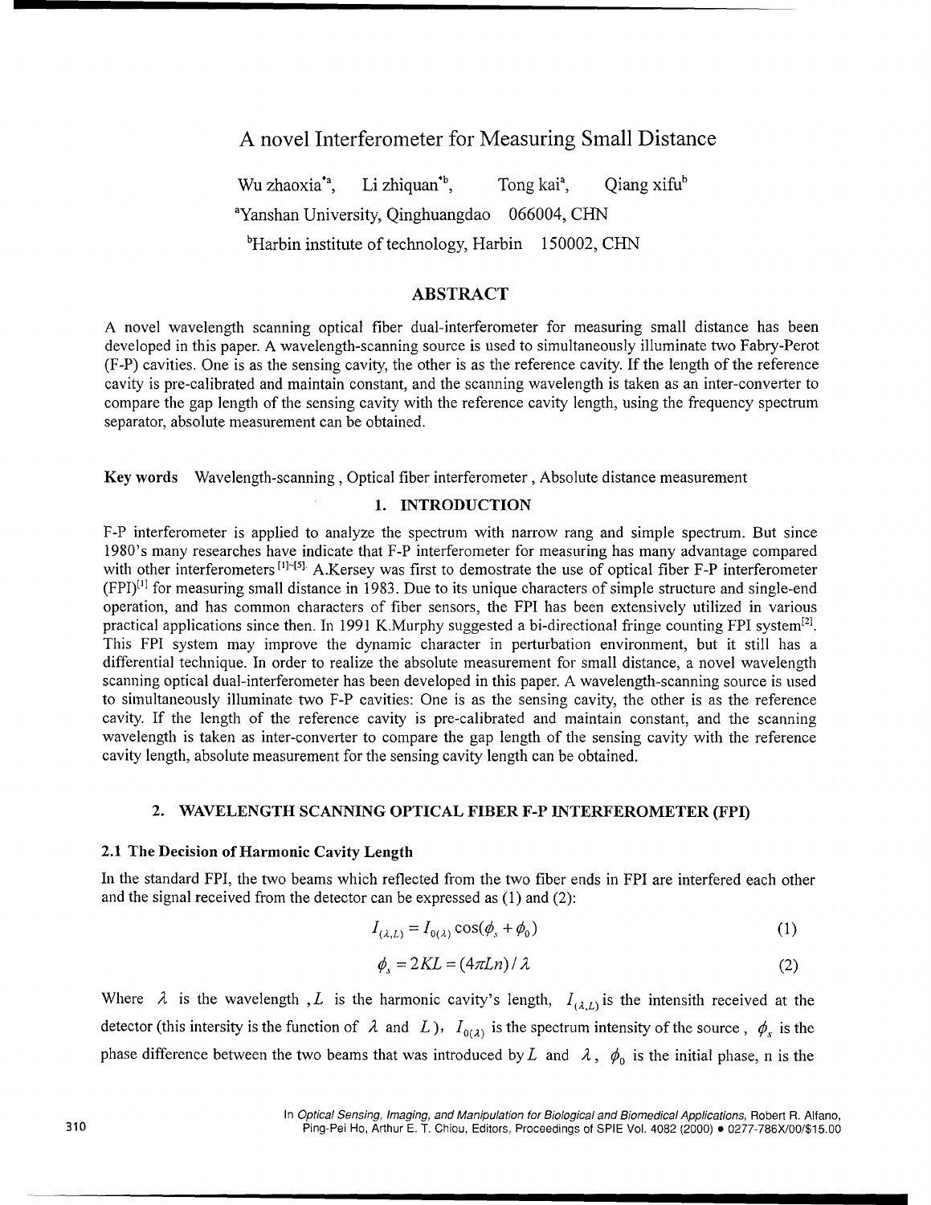# A novel Interferometer for Measuring Small Distance

Wu zhaoxia[*a], Li zhiquan[*b], Tong kai[a], Qiang xifu[b]

[a]Yanshan University, Qinghuangdao 066004, CHN

[b]Harbin institute of technology, Harbin 150002, CHN

## ABSTRACT

A novel wavelength scanning optical fiber dual-interferometer for measuring small distance has been developed in this paper. A wavelength-scanning source is used to simultaneously illuminate two Fabry-Perot (F-P) cavities. One is as the sensing cavity, the other is as the reference cavity. If the length of the reference cavity is pre-calibrated and maintain constant, and the scanning wavelength is taken as an inter-converter to compare the gap length of the sensing cavity with the reference cavity length, using the frequency spectrum separator, absolute measurement can be obtained.

**Key words** Wavelength-scanning , Optical fiber interferometer , Absolute distance measurement

## 1. INTRODUCTION

F-P interferometer is applied to analyze the spectrum with narrow rang and simple spectrum. But since 1980's many researches have indicate that F-P interferometer for measuring has many advantage compared with other interferometers [1]-[5]. A.Kersey was first to demostrate the use of optical fiber F-P interferometer (FPI)[1] for measuring small distance in 1983. Due to its unique characters of simple structure and single-end operation, and has common characters of fiber sensors, the FPI has been extensively utilized in various practical applications since then. In 1991 K.Murphy suggested a bi-directional fringe counting FPI system[2]. This FPI system may improve the dynamic character in perturbation environment, but it still has a differential technique. In order to realize the absolute measurement for small distance, a novel wavelength scanning optical dual-interferometer has been developed in this paper. A wavelength-scanning source is used to simultaneously illuminate two F-P cavities: One is as the sensing cavity, the other is as the reference cavity. If the length of the reference cavity is pre-calibrated and maintain constant, and the scanning wavelength is taken as inter-converter to compare the gap length of the sensing cavity with the reference cavity length, absolute measurement for the sensing cavity length can be obtained.

## 2. WAVELENGTH SCANNING OPTICAL FIBER F-P INTERFEROMETER (FPI)

### 2.1 The Decision of Harmonic Cavity Length

In the standard FPI, the two beams which reflected from the two fiber ends in FPI are interfered each other and the signal received from the detector can be expressed as (1) and (2):

$$I_{(\lambda,L)} = I_{0(\lambda)} \cos(\phi_s + \phi_0) \tag{1}$$

$$\phi_s = 2KL = (4\pi Ln) / \lambda \tag{2}$$

Where $\lambda$ is the wavelength , $L$ is the harmonic cavity's length, $I_{(\lambda,L)}$ is the intensith received at the detector (this intersity is the function of $\lambda$ and $L$), $I_{0(\lambda)}$ is the spectrum intensity of the source , $\phi_s$ is the phase difference between the two beams that was introduced by $L$ and $\lambda$, $\phi_0$ is the initial phase, n is the

In *Optical Sensing, Imaging, and Manipulation for Biological and Biomedical Applications*, Robert R. Alfano, Ping-Pei Ho, Arthur E. T. Chiou, Editors, Proceedings of SPIE Vol. 4082 (2000) • 0277-786X/00/$15.00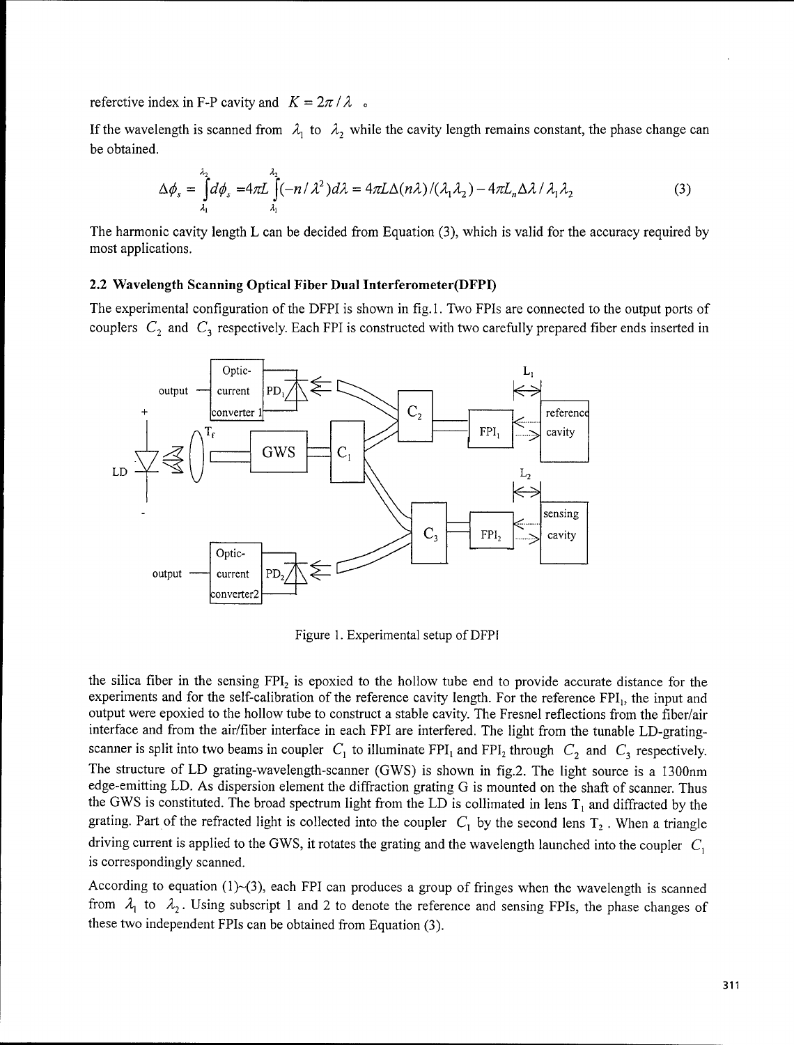referctive index in F-P cavity and $K = 2\pi / \lambda$ 。

If the wavelength is scanned from $\lambda_1$ to $\lambda_2$ while the cavity length remains constant, the phase change can be obtained.

$$\Delta\phi_s = \int_{\lambda_1}^{\lambda_2} d\phi_s = 4\pi L \int_{\lambda_1}^{\lambda_2} (-n/\lambda^2) d\lambda = 4\pi L \Delta(n\lambda)/(\lambda_1\lambda_2) - 4\pi L_n \Delta\lambda / \lambda_1\lambda_2 \tag{3}$$

The harmonic cavity length L can be decided from Equation (3), which is valid for the accuracy required by most applications.

### 2.2 Wavelength Scanning Optical Fiber Dual Interferometer(DFPI)

The experimental configuration of the DFPI is shown in fig.1. Two FPIs are connected to the output ports of couplers $C_2$ and $C_3$ respectively. Each FPI is constructed with two carefully prepared fiber ends inserted in

Figure 1. Experimental setup of DFPI

the silica fiber in the sensing $FPI_2$ is epoxied to the hollow tube end to provide accurate distance for the experiments and for the self-calibration of the reference cavity length. For the reference $FPI_1$, the input and output were epoxied to the hollow tube to construct a stable cavity. The Fresnel reflections from the fiber/air interface and from the air/fiber interface in each FPI are interfered. The light from the tunable LD-grating-scanner is split into two beams in coupler $C_1$ to illuminate $FPI_1$ and $FPI_2$ through $C_2$ and $C_3$ respectively. The structure of LD grating-wavelength-scanner (GWS) is shown in fig.2. The light source is a 1300nm edge-emitting LD. As dispersion element the diffraction grating G is mounted on the shaft of scanner. Thus the GWS is constituted. The broad spectrum light from the LD is collimated in lens $T_1$ and diffracted by the grating. Part of the refracted light is collected into the coupler $C_1$ by the second lens $T_2$. When a triangle driving current is applied to the GWS, it rotates the grating and the wavelength launched into the coupler $C_1$ is correspondingly scanned.

According to equation (1)~(3), each FPI can produces a group of fringes when the wavelength is scanned from $\lambda_1$ to $\lambda_2$. Using subscript 1 and 2 to denote the reference and sensing FPIs, the phase changes of these two independent FPIs can be obtained from Equation (3).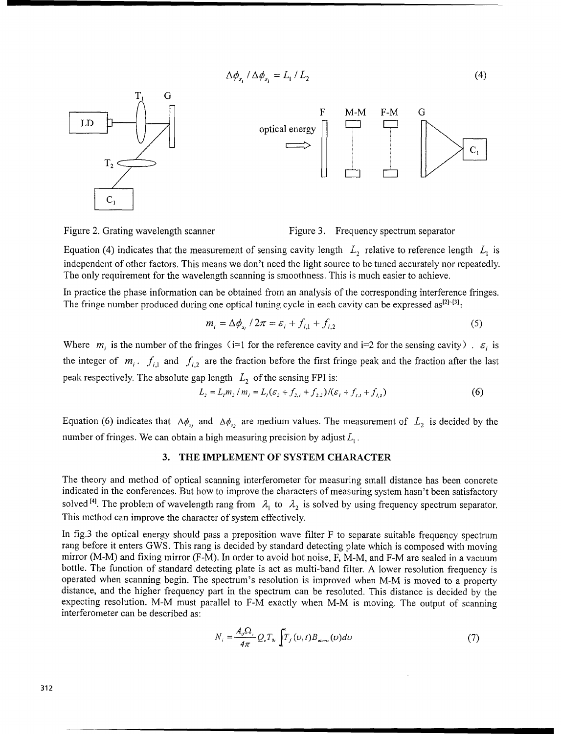$$\Delta\phi_{s_1} / \Delta\phi_{s_1} = L_1 / L_2 \tag{4}$$

Figure 2. Grating wavelength scanner

Figure 3. Frequency spectrum separator

Equation (4) indicates that the measurement of sensing cavity length $L_2$ relative to reference length $L_1$ is independent of other factors. This means we don't need the light source to be tuned accurately nor repeatedly. The only requirement for the wavelength scanning is smoothness. This is much easier to achieve.

In practice the phase information can be obtained from an analysis of the corresponding interference fringes. The fringe number produced during one optical tuning cycle in each cavity can be expressed as[2]-[3]:

$$m_i = \Delta\phi_{s_i} / 2\pi = \varepsilon_i + f_{i,1} + f_{i,2} \tag{5}$$

Where $m_i$ is the number of the fringes (i=1 for the reference cavity and i=2 for the sensing cavity). $\varepsilon_i$ is the integer of $m_i$. $f_{i,1}$ and $f_{i,2}$ are the fraction before the first fringe peak and the fraction after the last peak respectively. The absolute gap length $L_2$ of the sensing FPI is:

$$L_2 = L_1 m_2 / m_1 = L_1(\varepsilon_2 + f_{2,1} + f_{2,2})/(\varepsilon_1 + f_{1,1} + f_{1,2}) \tag{6}$$

Equation (6) indicates that $\Delta\phi_{s_1}$ and $\Delta\phi_{s_2}$ are medium values. The measurement of $L_2$ is decided by the number of fringes. We can obtain a high measuring precision by adjust $L_1$.

## 3. THE IMPLEMENT OF SYSTEM CHARACTER

The theory and method of optical scanning interferometer for measuring small distance has been concrete indicated in the conferences. But how to improve the characters of measuring system hasn't been satisfactory solved [4]. The problem of wavelength rang from $\lambda_1$ to $\lambda_2$ is solved by using frequency spectrum separator. This method can improve the character of system effectively.

In fig.3 the optical energy should pass a preposition wave filter F to separate suitable frequency spectrum rang before it enters GWS. This rang is decided by standard detecting plate which is composed with moving mirror (M-M) and fixing mirror (F-M). In order to avoid hot noise, F, M-M, and F-M are sealed in a vacuum bottle. The function of standard detecting plate is act as multi-band filter. A lower resolution frequency is operated when scanning begin. The spectrum's resolution is improved when M-M is moved to a property distance, and the higher frequency part in the spectrum can be resoluted. This distance is decided by the expecting resolution. M-M must parallel to F-M exactly when M-M is moving. The output of scanning interferometer can be described as:

$$N_i = \frac{A_0 \Omega_i}{4\pi} Q_e T_{0i} \int_0^\infty T_f(\upsilon, t) B_{atmos}(\upsilon) d\upsilon \tag{7}$$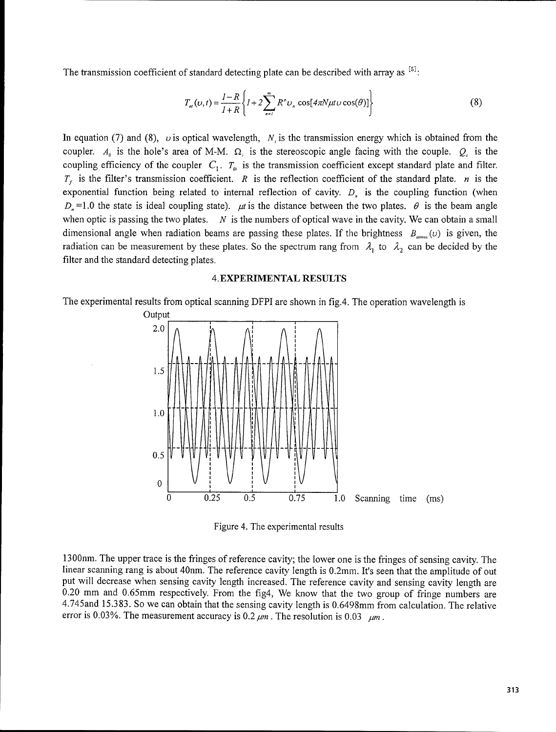The transmission coefficient of standard detecting plate can be described with array as [5]:

$$T_{et}(\upsilon,t)=\frac{1-R}{1+R}\left\{1+2\sum_{n=1}^{\infty}R^{n}\upsilon_{n}\cos[4\pi N\mu t\upsilon\cos(\theta)]\right\} \tag{8}$$

In equation (7) and (8), $\upsilon$ is optical wavelength, $N_i$ is the transmission energy which is obtained from the coupler. $A_0$ is the hole's area of M-M. $\Omega_i$ is the stereoscopic angle facing with the couple. $Q_c$ is the coupling efficiency of the coupler $C_1$. $T_{0i}$ is the transmission coefficient except standard plate and filter. $T_f$ is the filter's transmission coefficient. $R$ is the reflection coefficient of the standard plate. $n$ is the exponential function being related to internal reflection of cavity. $D_n$ is the coupling function (when $D_n$=1.0 the state is ideal coupling state). $\mu t$ is the distance between the two plates. $\theta$ is the beam angle when optic is passing the two plates. $N$ is the numbers of optical wave in the cavity. We can obtain a small dimensional angle when radiation beams are passing these plates. If the brightness $B_{atmos}(\upsilon)$ is given, the radiation can be measurement by these plates. So the spectrum rang from $\lambda_1$ to $\lambda_2$ can be decided by the filter and the standard detecting plates.

## 4. EXPERIMENTAL RESULTS

The experimental results from optical scanning DFPI are shown in fig.4. The operation wavelength is

Figure 4. The experimental results

1300nm. The upper trace is the fringes of reference cavity; the lower one is the fringes of sensing cavity. The linear scanning rang is about 40nm. The reference cavity length is 0.2mm. It's seen that the amplitude of out put will decrease when sensing cavity length increased. The reference cavity and sensing cavity length are 0.20 mm and 0.65mm respectively. From the fig4, We know that the two group of fringe numbers are 4.745and 15.383. So we can obtain that the sensing cavity length is 0.6498mm from calculation. The relative error is 0.03%. The measurement accuracy is 0.2 $\mu m$. The resolution is 0.03 $\mu m$.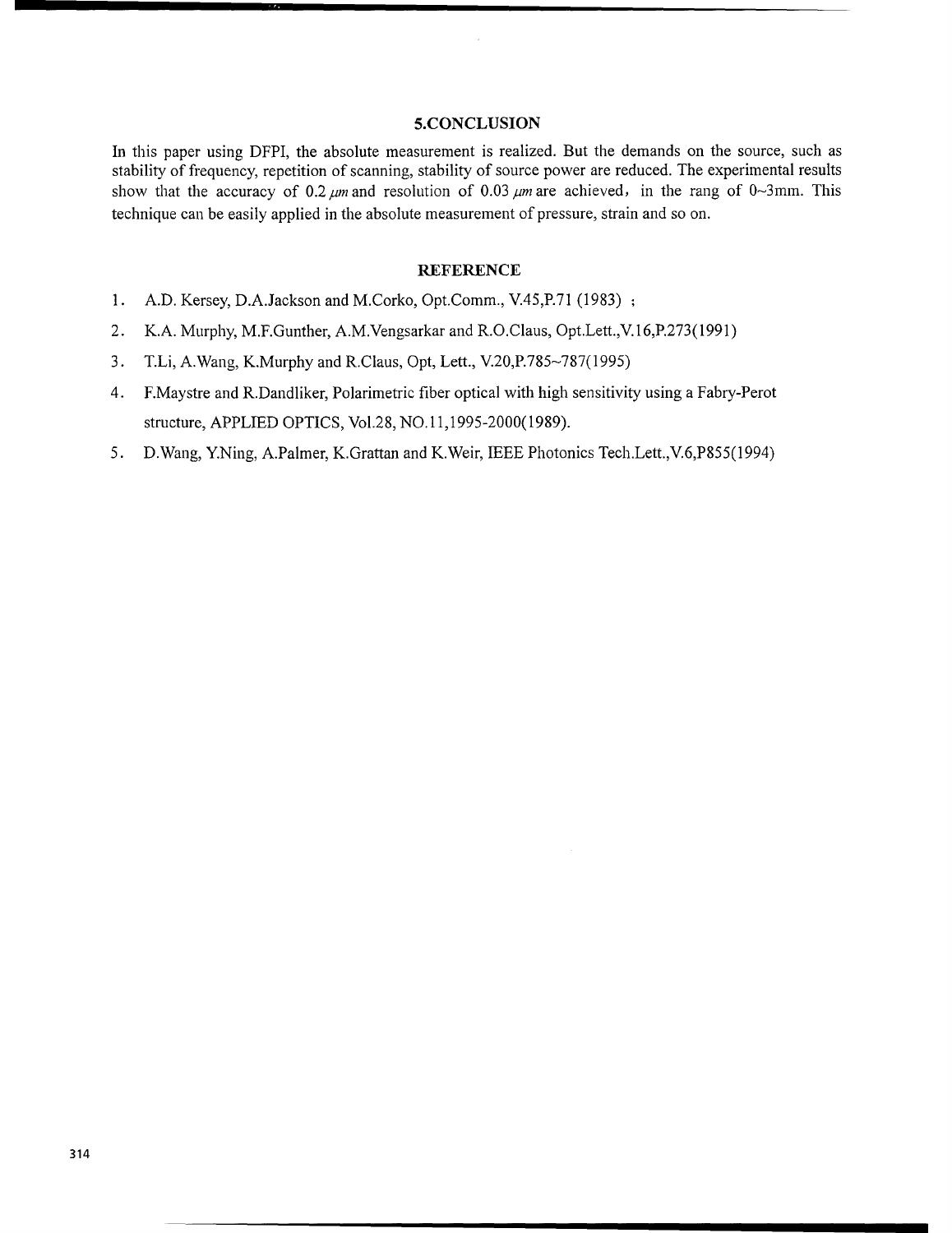## 5.CONCLUSION

In this paper using DFPI, the absolute measurement is realized. But the demands on the source, such as stability of frequency, repetition of scanning, stability of source power are reduced. The experimental results show that the accuracy of 0.2 $\mu m$ and resolution of 0.03 $\mu m$ are achieved, in the rang of 0~3mm. This technique can be easily applied in the absolute measurement of pressure, strain and so on.

## REFERENCE

1. A.D. Kersey, D.A.Jackson and M.Corko, Opt.Comm., V.45,P.71 (1983) ;
2. K.A. Murphy, M.F.Gunther, A.M.Vengsarkar and R.O.Claus, Opt.Lett.,V.16,P.273(1991)
3. T.Li, A.Wang, K.Murphy and R.Claus, Opt, Lett., V.20,P.785~787(1995)
4. F.Maystre and R.Dandliker, Polarimetric fiber optical with high sensitivity using a Fabry-Perot structure, APPLIED OPTICS, Vol.28, NO.11,1995-2000(1989).
5. D.Wang, Y.Ning, A.Palmer, K.Grattan and K.Weir, IEEE Photonics Tech.Lett.,V.6,P855(1994)